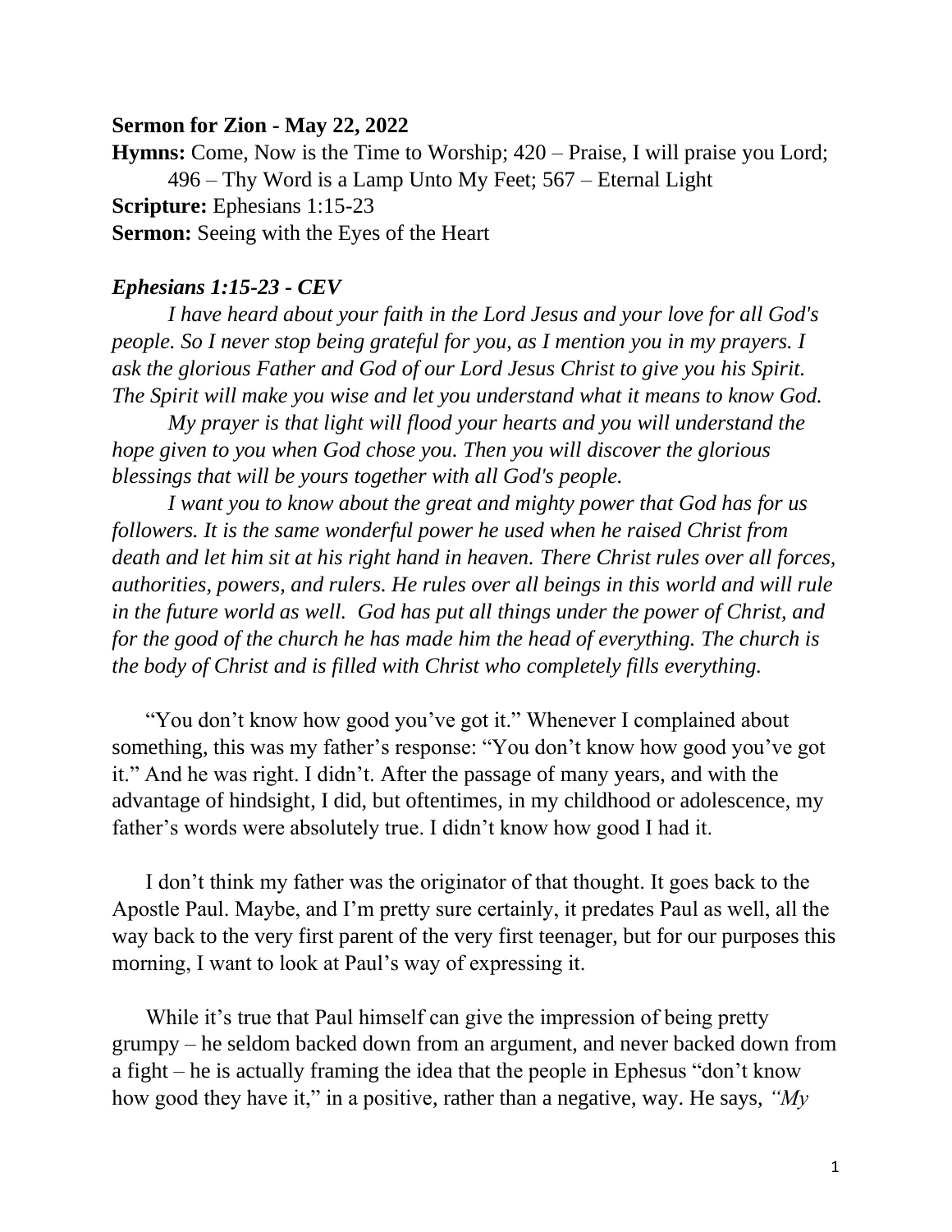**Sermon for Zion - May 22, 2022**

**Hymns:** Come, Now is the Time to Worship; 420 – Praise, I will praise you Lord; 496 – Thy Word is a Lamp Unto My Feet; 567 – Eternal Light

**Scripture:** Ephesians 1:15-23

**Sermon:** Seeing with the Eyes of the Heart

***Ephesians 1:15-23 - CEV***

*I have heard about your faith in the Lord Jesus and your love for all God's people. So I never stop being grateful for you, as I mention you in my prayers. I ask the glorious Father and God of our Lord Jesus Christ to give you his Spirit. The Spirit will make you wise and let you understand what it means to know God.*

*My prayer is that light will flood your hearts and you will understand the hope given to you when God chose you. Then you will discover the glorious blessings that will be yours together with all God's people.*

*I want you to know about the great and mighty power that God has for us followers. It is the same wonderful power he used when he raised Christ from death and let him sit at his right hand in heaven. There Christ rules over all forces, authorities, powers, and rulers. He rules over all beings in this world and will rule in the future world as well. God has put all things under the power of Christ, and for the good of the church he has made him the head of everything. The church is the body of Christ and is filled with Christ who completely fills everything.*

"You don't know how good you've got it." Whenever I complained about something, this was my father's response: "You don't know how good you've got it." And he was right. I didn't. After the passage of many years, and with the advantage of hindsight, I did, but oftentimes, in my childhood or adolescence, my father's words were absolutely true. I didn't know how good I had it.

I don't think my father was the originator of that thought. It goes back to the Apostle Paul. Maybe, and I'm pretty sure certainly, it predates Paul as well, all the way back to the very first parent of the very first teenager, but for our purposes this morning, I want to look at Paul's way of expressing it.

While it's true that Paul himself can give the impression of being pretty grumpy – he seldom backed down from an argument, and never backed down from a fight – he is actually framing the idea that the people in Ephesus "don't know how good they have it," in a positive, rather than a negative, way. He says, *"My*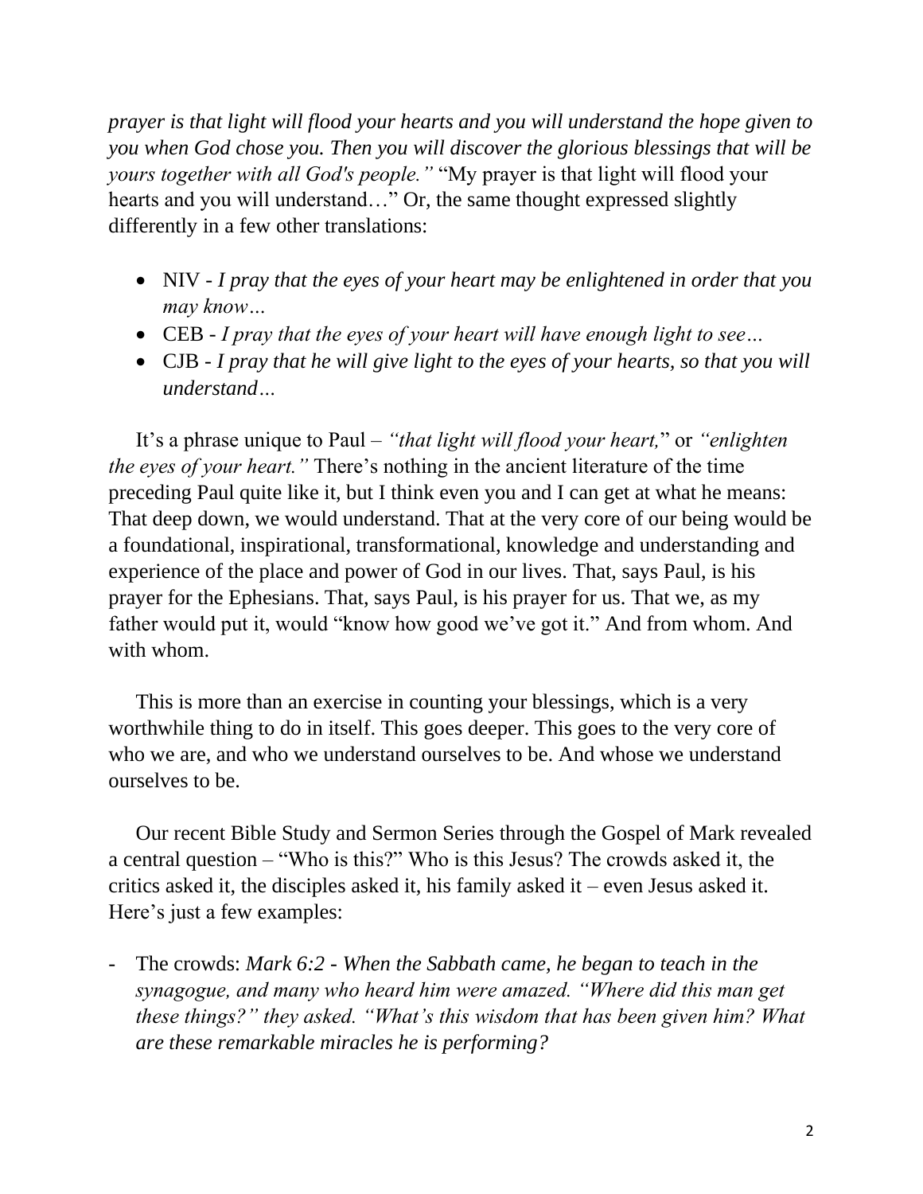*prayer is that light will flood your hearts and you will understand the hope given to you when God chose you. Then you will discover the glorious blessings that will be yours together with all God's people."* "My prayer is that light will flood your hearts and you will understand…" Or, the same thought expressed slightly differently in a few other translations:

- NIV - *I pray that the eyes of your heart may be enlightened in order that you may know…*
- CEB - *I pray that the eyes of your heart will have enough light to see…*
- CJB - *I pray that he will give light to the eyes of your hearts, so that you will understand…*

It's a phrase unique to Paul – *"that light will flood your heart,"* or *"enlighten the eyes of your heart."* There's nothing in the ancient literature of the time preceding Paul quite like it, but I think even you and I can get at what he means: That deep down, we would understand. That at the very core of our being would be a foundational, inspirational, transformational, knowledge and understanding and experience of the place and power of God in our lives. That, says Paul, is his prayer for the Ephesians. That, says Paul, is his prayer for us. That we, as my father would put it, would "know how good we've got it." And from whom. And with whom.

This is more than an exercise in counting your blessings, which is a very worthwhile thing to do in itself. This goes deeper. This goes to the very core of who we are, and who we understand ourselves to be. And whose we understand ourselves to be.

Our recent Bible Study and Sermon Series through the Gospel of Mark revealed a central question – "Who is this?" Who is this Jesus? The crowds asked it, the critics asked it, the disciples asked it, his family asked it – even Jesus asked it. Here's just a few examples:

- The crowds: *Mark 6:2 - When the Sabbath came, he began to teach in the synagogue, and many who heard him were amazed. "Where did this man get these things?" they asked. "What's this wisdom that has been given him? What are these remarkable miracles he is performing?*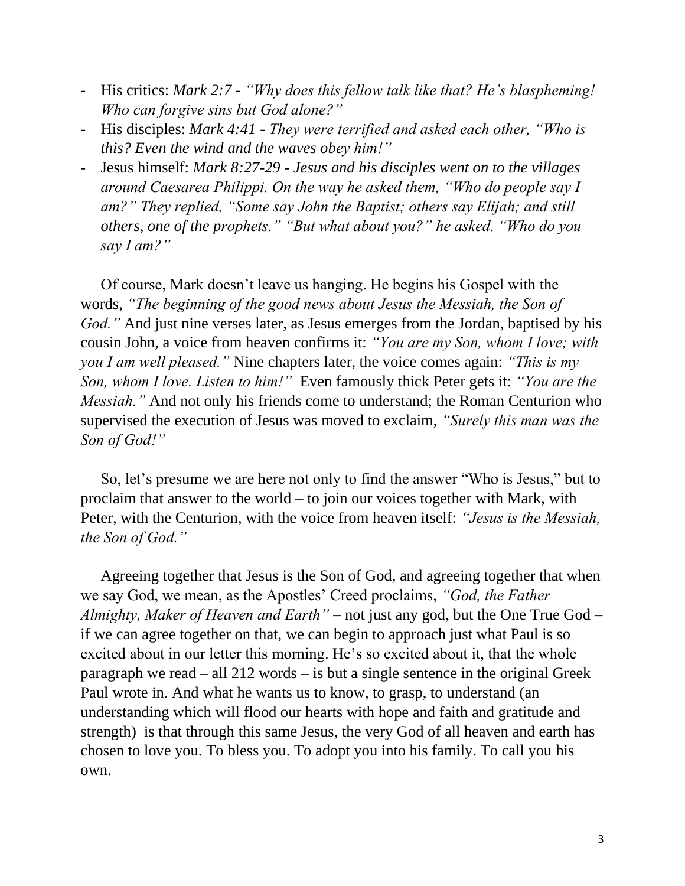- His critics: *Mark 2:7 - "Why does this fellow talk like that? He's blaspheming! Who can forgive sins but God alone?"*
- His disciples: *Mark 4:41 - They were terrified and asked each other, "Who is this? Even the wind and the waves obey him!"*
- Jesus himself: *Mark 8:27-29 - Jesus and his disciples went on to the villages around Caesarea Philippi. On the way he asked them, "Who do people say I am?" They replied, "Some say John the Baptist; others say Elijah; and still others, one of the prophets." "But what about you?" he asked. "Who do you say I am?"*

Of course, Mark doesn't leave us hanging. He begins his Gospel with the words, *"The beginning of the good news about Jesus the Messiah, the Son of God."* And just nine verses later, as Jesus emerges from the Jordan, baptised by his cousin John, a voice from heaven confirms it: *"You are my Son, whom I love; with you I am well pleased."* Nine chapters later, the voice comes again: *"This is my Son, whom I love. Listen to him!"* Even famously thick Peter gets it: *"You are the Messiah."* And not only his friends come to understand; the Roman Centurion who supervised the execution of Jesus was moved to exclaim, *"Surely this man was the Son of God!"*

So, let's presume we are here not only to find the answer "Who is Jesus," but to proclaim that answer to the world – to join our voices together with Mark, with Peter, with the Centurion, with the voice from heaven itself: *"Jesus is the Messiah, the Son of God."*

Agreeing together that Jesus is the Son of God, and agreeing together that when we say God, we mean, as the Apostles' Creed proclaims, *"God, the Father Almighty, Maker of Heaven and Earth"* – not just any god, but the One True God – if we can agree together on that, we can begin to approach just what Paul is so excited about in our letter this morning. He's so excited about it, that the whole paragraph we read – all 212 words – is but a single sentence in the original Greek Paul wrote in. And what he wants us to know, to grasp, to understand (an understanding which will flood our hearts with hope and faith and gratitude and strength) is that through this same Jesus, the very God of all heaven and earth has chosen to love you. To bless you. To adopt you into his family. To call you his own.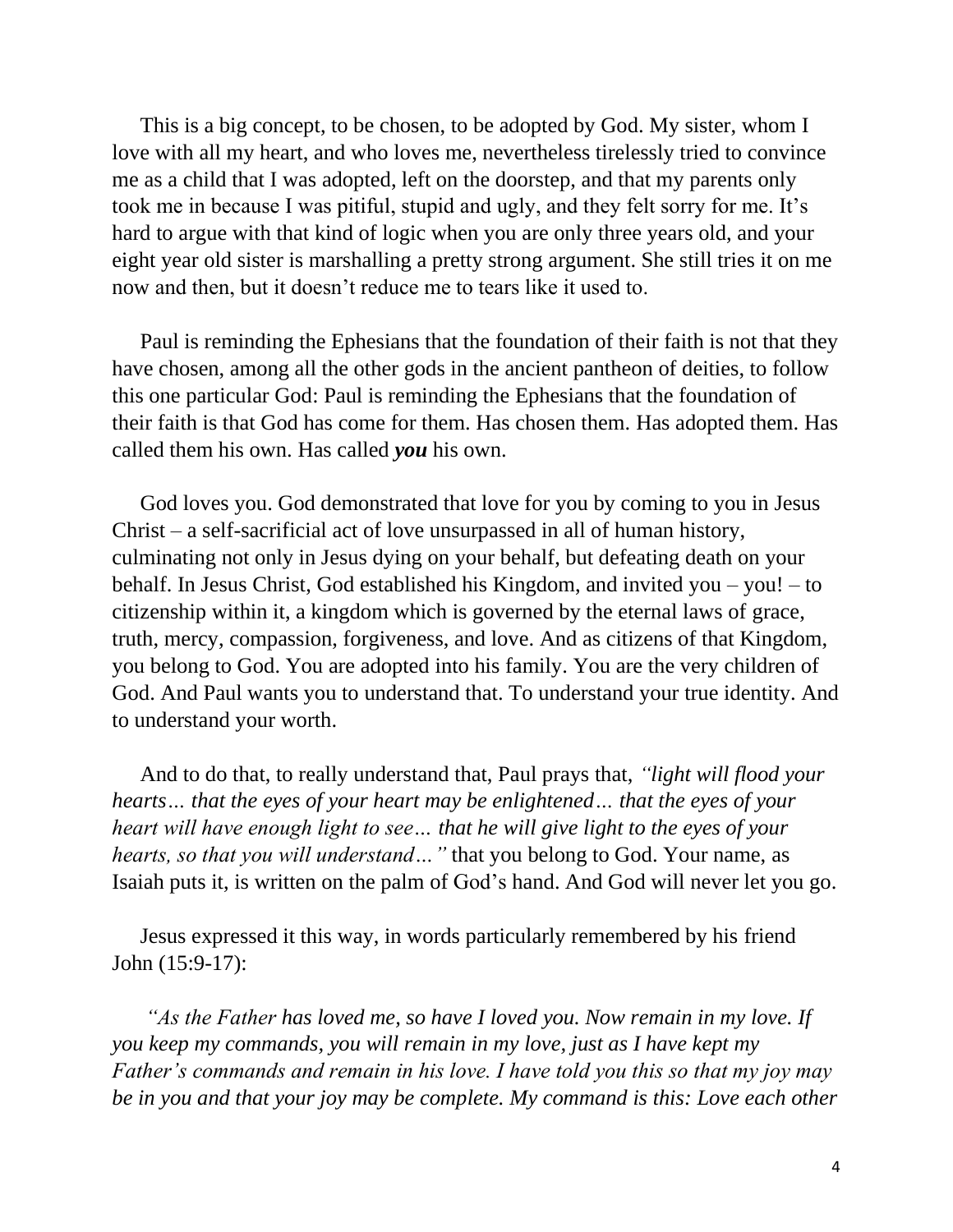This is a big concept, to be chosen, to be adopted by God. My sister, whom I love with all my heart, and who loves me, nevertheless tirelessly tried to convince me as a child that I was adopted, left on the doorstep, and that my parents only took me in because I was pitiful, stupid and ugly, and they felt sorry for me. It's hard to argue with that kind of logic when you are only three years old, and your eight year old sister is marshalling a pretty strong argument. She still tries it on me now and then, but it doesn't reduce me to tears like it used to.

Paul is reminding the Ephesians that the foundation of their faith is not that they have chosen, among all the other gods in the ancient pantheon of deities, to follow this one particular God: Paul is reminding the Ephesians that the foundation of their faith is that God has come for them. Has chosen them. Has adopted them. Has called them his own. Has called ***you*** his own.

God loves you. God demonstrated that love for you by coming to you in Jesus Christ – a self-sacrificial act of love unsurpassed in all of human history, culminating not only in Jesus dying on your behalf, but defeating death on your behalf. In Jesus Christ, God established his Kingdom, and invited you – you! – to citizenship within it, a kingdom which is governed by the eternal laws of grace, truth, mercy, compassion, forgiveness, and love. And as citizens of that Kingdom, you belong to God. You are adopted into his family. You are the very children of God. And Paul wants you to understand that. To understand your true identity. And to understand your worth.

And to do that, to really understand that, Paul prays that, *"light will flood your hearts… that the eyes of your heart may be enlightened… that the eyes of your heart will have enough light to see… that he will give light to the eyes of your hearts, so that you will understand…"* that you belong to God. Your name, as Isaiah puts it, is written on the palm of God's hand. And God will never let you go.

Jesus expressed it this way, in words particularly remembered by his friend John (15:9-17):

*"As the Father has loved me, so have I loved you. Now remain in my love. If you keep my commands, you will remain in my love, just as I have kept my Father's commands and remain in his love. I have told you this so that my joy may be in you and that your joy may be complete. My command is this: Love each other*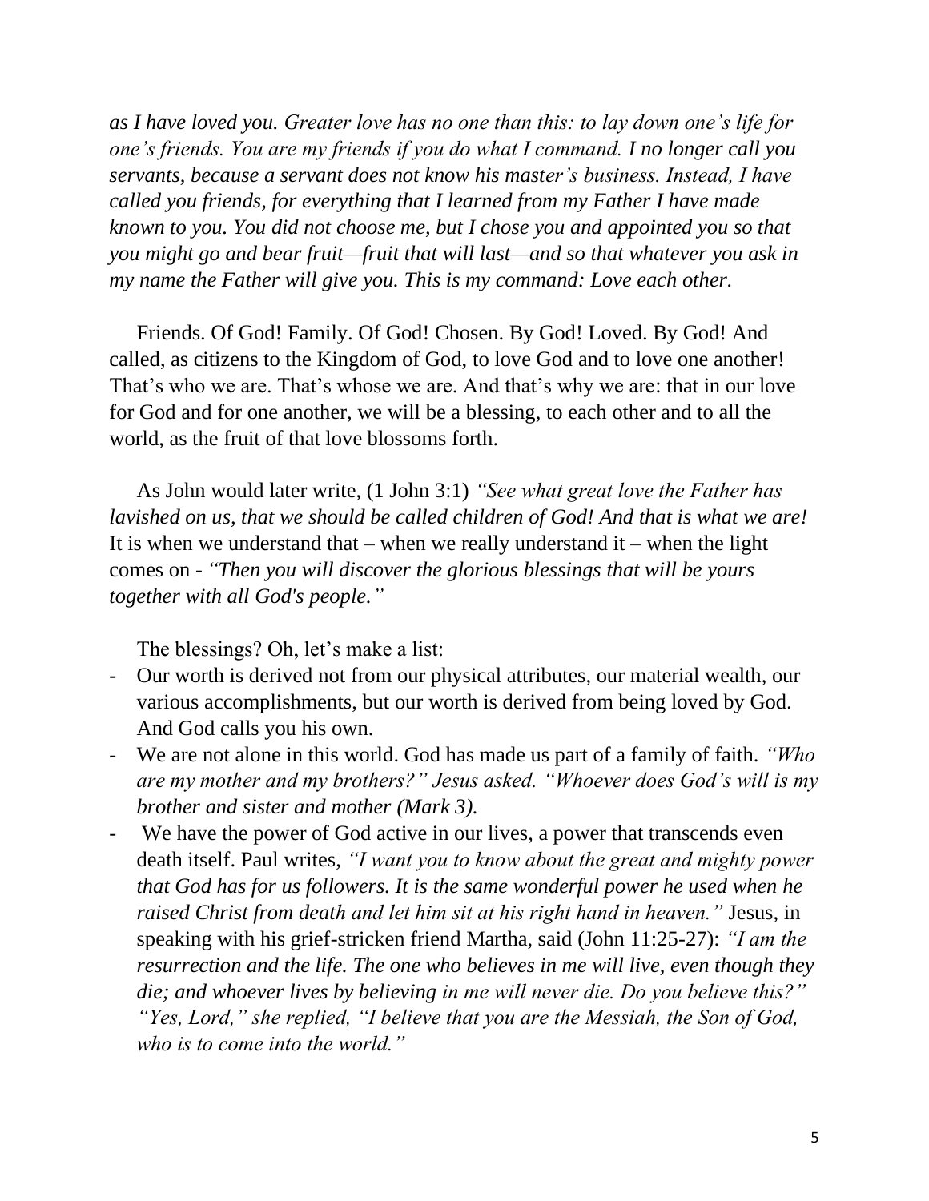*as I have loved you. Greater love has no one than this: to lay down one's life for one's friends. You are my friends if you do what I command. I no longer call you servants, because a servant does not know his master's business. Instead, I have called you friends, for everything that I learned from my Father I have made known to you. You did not choose me, but I chose you and appointed you so that you might go and bear fruit—fruit that will last—and so that whatever you ask in my name the Father will give you. This is my command: Love each other.*

Friends. Of God! Family. Of God! Chosen. By God! Loved. By God! And called, as citizens to the Kingdom of God, to love God and to love one another! That's who we are. That's whose we are. And that's why we are: that in our love for God and for one another, we will be a blessing, to each other and to all the world, as the fruit of that love blossoms forth.

As John would later write, (1 John 3:1) *"See what great love the Father has lavished on us, that we should be called children of God! And that is what we are!* It is when we understand that – when we really understand it – when the light comes on - *"Then you will discover the glorious blessings that will be yours together with all God's people."*

The blessings? Oh, let's make a list:

- Our worth is derived not from our physical attributes, our material wealth, our various accomplishments, but our worth is derived from being loved by God. And God calls you his own.
- We are not alone in this world. God has made us part of a family of faith. *"Who are my mother and my brothers?" Jesus asked. "Whoever does God's will is my brother and sister and mother (Mark 3).*
- We have the power of God active in our lives, a power that transcends even death itself. Paul writes, *"I want you to know about the great and mighty power that God has for us followers. It is the same wonderful power he used when he raised Christ from death and let him sit at his right hand in heaven."* Jesus, in speaking with his grief-stricken friend Martha, said (John 11:25-27): *"I am the resurrection and the life. The one who believes in me will live, even though they die; and whoever lives by believing in me will never die. Do you believe this?" "Yes, Lord," she replied, "I believe that you are the Messiah, the Son of God, who is to come into the world."*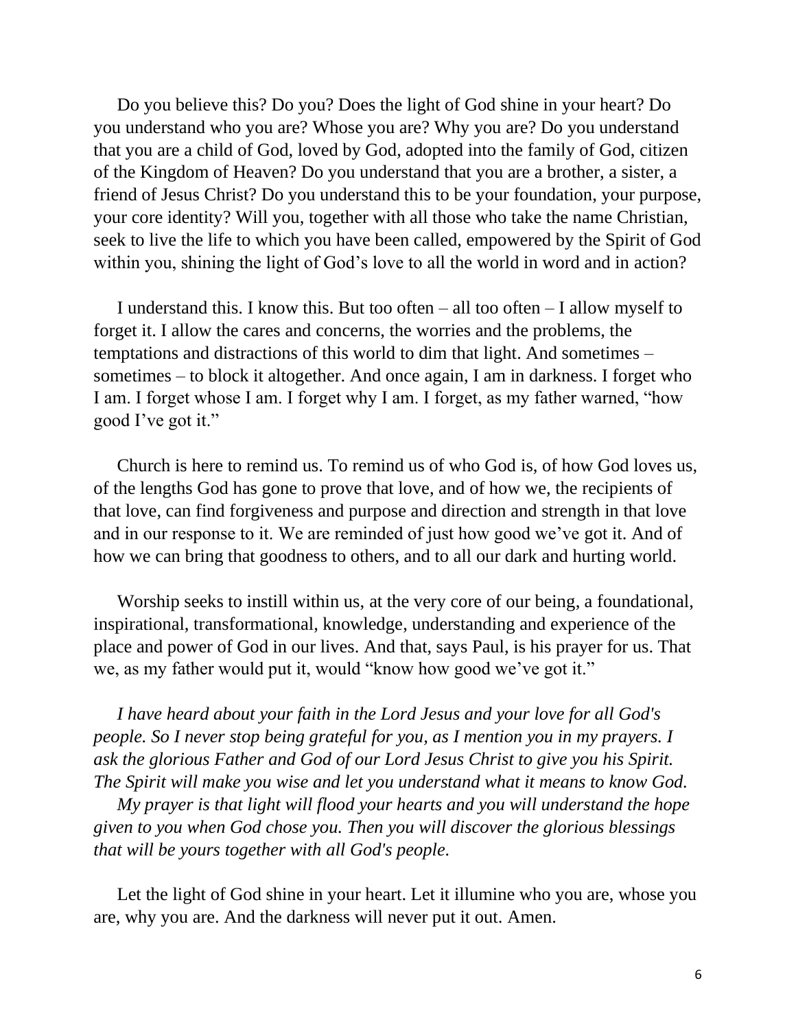Do you believe this? Do you? Does the light of God shine in your heart? Do you understand who you are? Whose you are? Why you are? Do you understand that you are a child of God, loved by God, adopted into the family of God, citizen of the Kingdom of Heaven? Do you understand that you are a brother, a sister, a friend of Jesus Christ? Do you understand this to be your foundation, your purpose, your core identity? Will you, together with all those who take the name Christian, seek to live the life to which you have been called, empowered by the Spirit of God within you, shining the light of God's love to all the world in word and in action?

I understand this. I know this. But too often – all too often – I allow myself to forget it. I allow the cares and concerns, the worries and the problems, the temptations and distractions of this world to dim that light. And sometimes – sometimes – to block it altogether. And once again, I am in darkness. I forget who I am. I forget whose I am. I forget why I am. I forget, as my father warned, "how good I've got it."

Church is here to remind us. To remind us of who God is, of how God loves us, of the lengths God has gone to prove that love, and of how we, the recipients of that love, can find forgiveness and purpose and direction and strength in that love and in our response to it. We are reminded of just how good we've got it. And of how we can bring that goodness to others, and to all our dark and hurting world.

Worship seeks to instill within us, at the very core of our being, a foundational, inspirational, transformational, knowledge, understanding and experience of the place and power of God in our lives. And that, says Paul, is his prayer for us. That we, as my father would put it, would "know how good we've got it."

*I have heard about your faith in the Lord Jesus and your love for all God's people. So I never stop being grateful for you, as I mention you in my prayers. I ask the glorious Father and God of our Lord Jesus Christ to give you his Spirit. The Spirit will make you wise and let you understand what it means to know God.*

*My prayer is that light will flood your hearts and you will understand the hope given to you when God chose you. Then you will discover the glorious blessings that will be yours together with all God's people.*

Let the light of God shine in your heart. Let it illumine who you are, whose you are, why you are. And the darkness will never put it out. Amen.